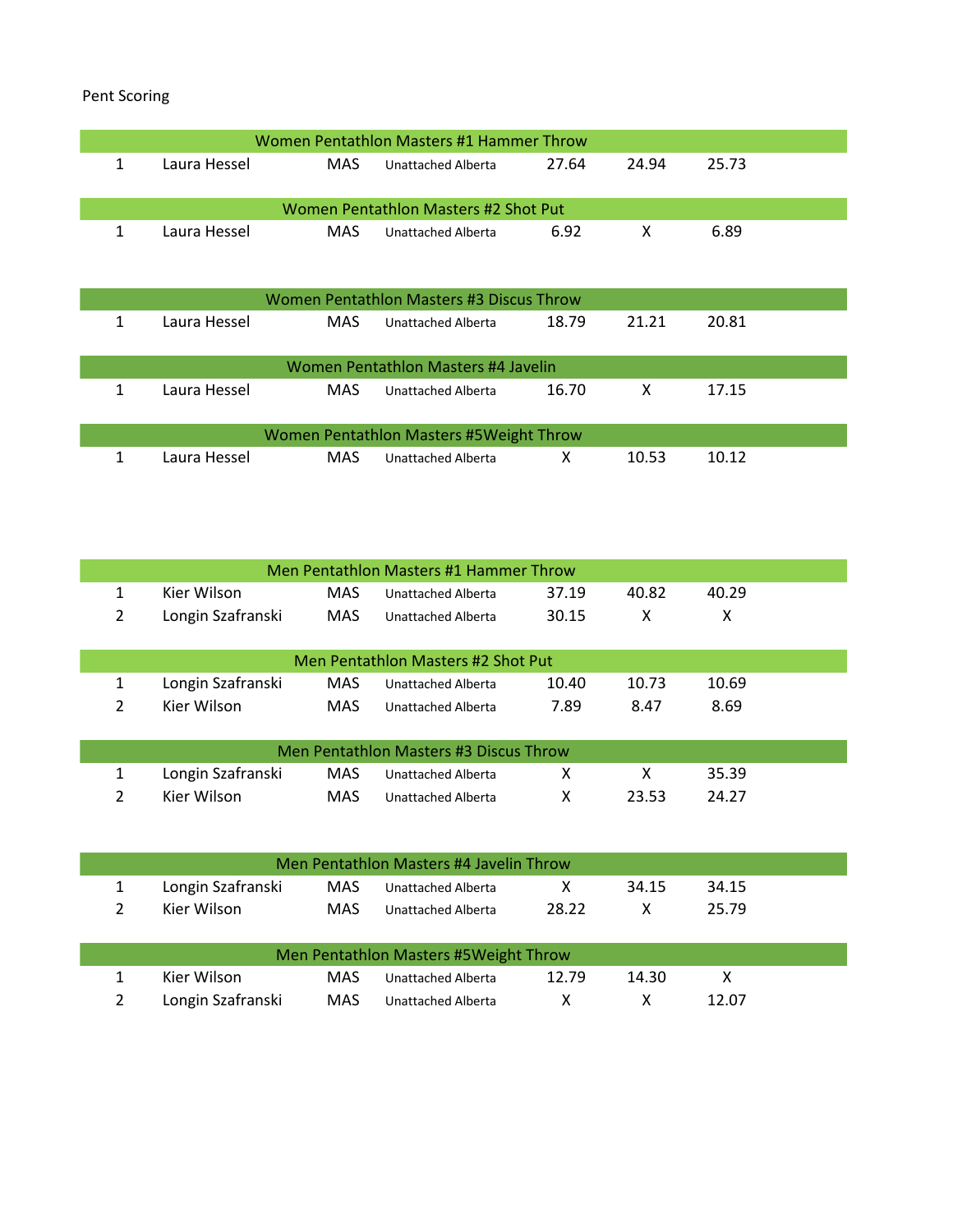Pent Scoring

| Women Pentathlon Masters #1 Hammer Throw | | | | | | |
|---|---|---|---|---|---|---|
| 1 | Laura Hessel | MAS | Unattached Alberta | 27.64 | 24.94 | 25.73 |

| Women Pentathlon Masters #2 Shot Put | | | | | | |
|---|---|---|---|---|---|---|
| 1 | Laura Hessel | MAS | Unattached Alberta | 6.92 | X | 6.89 |

| Women Pentathlon Masters #3 Discus Throw | | | | | | |
|---|---|---|---|---|---|---|
| 1 | Laura Hessel | MAS | Unattached Alberta | 18.79 | 21.21 | 20.81 |

| Women Pentathlon Masters #4 Javelin | | | | | | |
|---|---|---|---|---|---|---|
| 1 | Laura Hessel | MAS | Unattached Alberta | 16.70 | X | 17.15 |

| Women Pentathlon Masters #5Weight Throw | | | | | | |
|---|---|---|---|---|---|---|
| 1 | Laura Hessel | MAS | Unattached Alberta | X | 10.53 | 10.12 |

| Men Pentathlon Masters #1 Hammer Throw | | | | | | |
|---|---|---|---|---|---|---|
| 1 | Kier Wilson | MAS | Unattached Alberta | 37.19 | 40.82 | 40.29 |
| 2 | Longin Szafranski | MAS | Unattached Alberta | 30.15 | X | X |

| Men Pentathlon Masters #2 Shot Put | | | | | | |
|---|---|---|---|---|---|---|
| 1 | Longin Szafranski | MAS | Unattached Alberta | 10.40 | 10.73 | 10.69 |
| 2 | Kier Wilson | MAS | Unattached Alberta | 7.89 | 8.47 | 8.69 |

| Men Pentathlon Masters #3 Discus Throw | | | | | | |
|---|---|---|---|---|---|---|
| 1 | Longin Szafranski | MAS | Unattached Alberta | X | X | 35.39 |
| 2 | Kier Wilson | MAS | Unattached Alberta | X | 23.53 | 24.27 |

| Men Pentathlon Masters #4 Javelin Throw | | | | | | |
|---|---|---|---|---|---|---|
| 1 | Longin Szafranski | MAS | Unattached Alberta | X | 34.15 | 34.15 |
| 2 | Kier Wilson | MAS | Unattached Alberta | 28.22 | X | 25.79 |

| Men Pentathlon Masters #5Weight Throw | | | | | | |
|---|---|---|---|---|---|---|
| 1 | Kier Wilson | MAS | Unattached Alberta | 12.79 | 14.30 | X |
| 2 | Longin Szafranski | MAS | Unattached Alberta | X | X | 12.07 |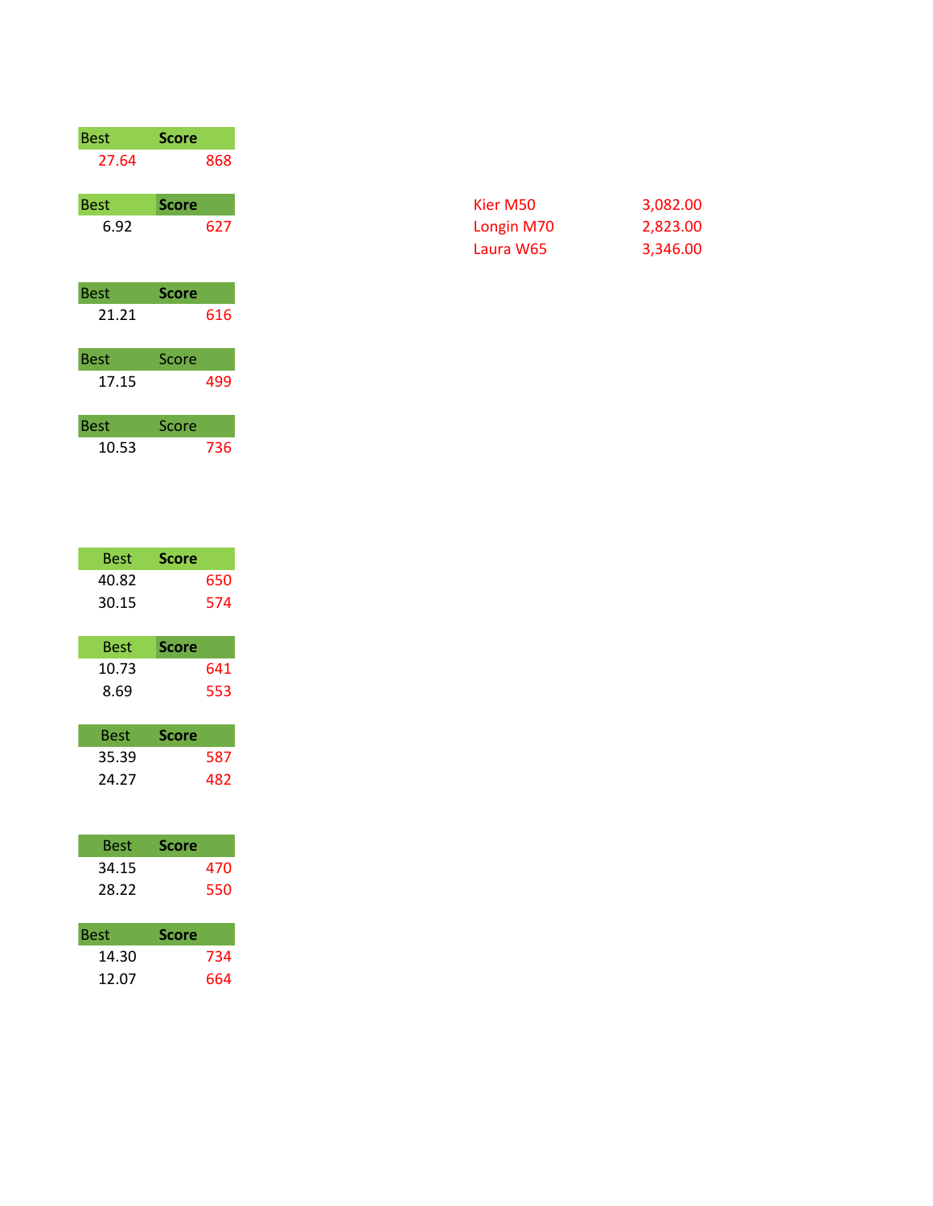| Best | Score |
|---|---|
| 27.64 | 868 |

| Best | Score |
|---|---|
| 6.92 | 627 |

| | |
|---|---|
| Kier M50 | 3,082.00 |
| Longin M70 | 2,823.00 |
| Laura W65 | 3,346.00 |

| Best | Score |
|---|---|
| 21.21 | 616 |

| Best | Score |
|---|---|
| 17.15 | 499 |

| Best | Score |
|---|---|
| 10.53 | 736 |

| Best | Score |
|---|---|
| 40.82 | 650 |
| 30.15 | 574 |

| Best | Score |
|---|---|
| 10.73 | 641 |
| 8.69 | 553 |

| Best | Score |
|---|---|
| 35.39 | 587 |
| 24.27 | 482 |

| Best | Score |
|---|---|
| 34.15 | 470 |
| 28.22 | 550 |

| Best | Score |
|---|---|
| 14.30 | 734 |
| 12.07 | 664 |